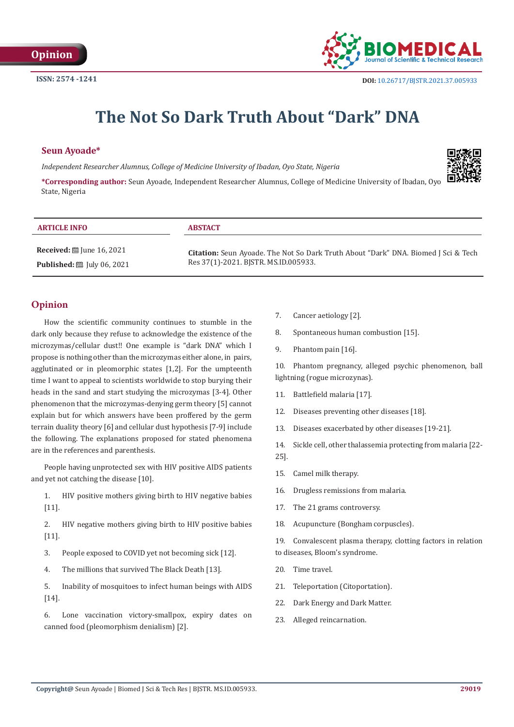Opinion

ISSN: 2574 -1241

DOI: 10.26717/BJSTR.2021.37.005933

# The Not So Dark Truth About "Dark" DNA

**Seun Ayoade***

*Independent Researcher Alumnus, College of Medicine University of Ibadan, Oyo State, Nigeria*

***Corresponding author:** Seun Ayoade, Independent Researcher Alumnus, College of Medicine University of Ibadan, Oyo State, Nigeria

**ARTICLE INFO**

**Received:** June 16, 2021

**Published:** July 06, 2021

**ABSTACT**

**Citation:** Seun Ayoade. The Not So Dark Truth About "Dark" DNA. Biomed J Sci & Tech Res 37(1)-2021. BJSTR. MS.ID.005933.

## Opinion

How the scientific community continues to stumble in the dark only because they refuse to acknowledge the existence of the microzymas/cellular dust!! One example is "dark DNA" which I propose is nothing other than the microzymas either alone, in pairs, agglutinated or in pleomorphic states [1,2]. For the umpteenth time I want to appeal to scientists worldwide to stop burying their heads in the sand and start studying the microzymas [3-4]. Other phenomenon that the microzymas-denying germ theory [5] cannot explain but for which answers have been proffered by the germ terrain duality theory [6] and cellular dust hypothesis [7-9] include the following. The explanations proposed for stated phenomena are in the references and parenthesis.

People having unprotected sex with HIV positive AIDS patients and yet not catching the disease [10].

1. HIV positive mothers giving birth to HIV negative babies [11].
2. HIV negative mothers giving birth to HIV positive babies [11].
3. People exposed to COVID yet not becoming sick [12].
4. The millions that survived The Black Death [13].
5. Inability of mosquitoes to infect human beings with AIDS [14].
6. Lone vaccination victory-smallpox, expiry dates on canned food (pleomorphism denialism) [2].
7. Cancer aetiology [2].
8. Spontaneous human combustion [15].
9. Phantom pain [16].
10. Phantom pregnancy, alleged psychic phenomenon, ball lightning (rogue microzynas).
11. Battlefield malaria [17].
12. Diseases preventing other diseases [18].
13. Diseases exacerbated by other diseases [19-21].
14. Sickle cell, other thalassemia protecting from malaria [22-25].
15. Camel milk therapy.
16. Drugless remissions from malaria.
17. The 21 grams controversy.
18. Acupuncture (Bongham corpuscles).
19. Convalescent plasma therapy, clotting factors in relation to diseases, Bloom's syndrome.
20. Time travel.
21. Teleportation (Citoportation).
22. Dark Energy and Dark Matter.
23. Alleged reincarnation.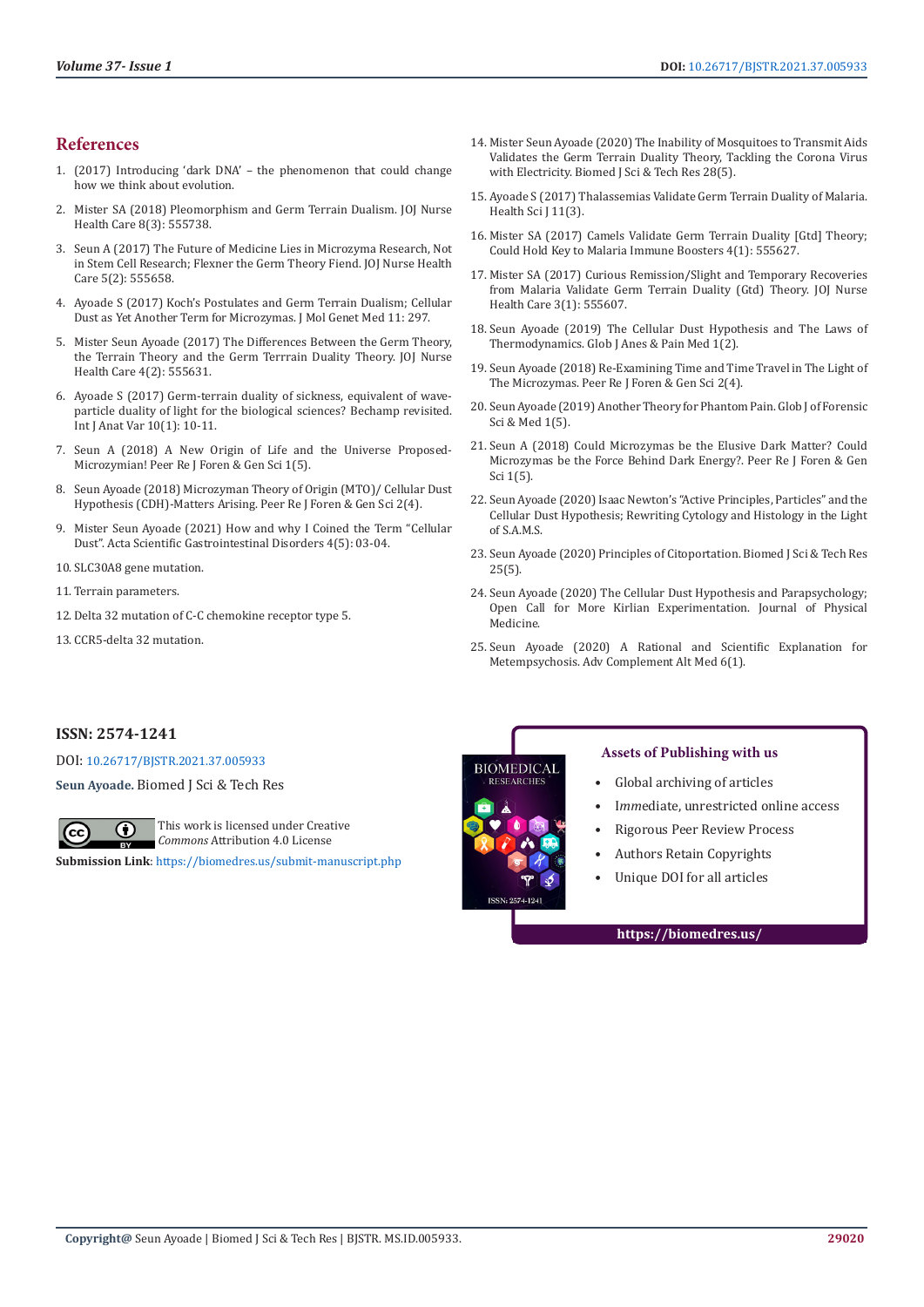## References

1. (2017) Introducing 'dark DNA' – the phenomenon that could change how we think about evolution.
2. Mister SA (2018) Pleomorphism and Germ Terrain Dualism. JOJ Nurse Health Care 8(3): 555738.
3. Seun A (2017) The Future of Medicine Lies in Microzyma Research, Not in Stem Cell Research; Flexner the Germ Theory Fiend. JOJ Nurse Health Care 5(2): 555658.
4. Ayoade S (2017) Koch's Postulates and Germ Terrain Dualism; Cellular Dust as Yet Another Term for Microzymas. J Mol Genet Med 11: 297.
5. Mister Seun Ayoade (2017) The Differences Between the Germ Theory, the Terrain Theory and the Germ Terrrain Duality Theory. JOJ Nurse Health Care 4(2): 555631.
6. Ayoade S (2017) Germ-terrain duality of sickness, equivalent of wave-particle duality of light for the biological sciences? Bechamp revisited. Int J Anat Var 10(1): 10-11.
7. Seun A (2018) A New Origin of Life and the Universe Proposed-Microzymian! Peer Re J Foren & Gen Sci 1(5).
8. Seun Ayoade (2018) Microzyman Theory of Origin (MTO)/ Cellular Dust Hypothesis (CDH)-Matters Arising. Peer Re J Foren & Gen Sci 2(4).
9. Mister Seun Ayoade (2021) How and why I Coined the Term "Cellular Dust". Acta Scientific Gastrointestinal Disorders 4(5): 03-04.
10. SLC30A8 gene mutation.
11. Terrain parameters.
12. Delta 32 mutation of C-C chemokine receptor type 5.
13. CCR5-delta 32 mutation.
14. Mister Seun Ayoade (2020) The Inability of Mosquitoes to Transmit Aids Validates the Germ Terrain Duality Theory, Tackling the Corona Virus with Electricity. Biomed J Sci & Tech Res 28(5).
15. Ayoade S (2017) Thalassemias Validate Germ Terrain Duality of Malaria. Health Sci J 11(3).
16. Mister SA (2017) Camels Validate Germ Terrain Duality [Gtd] Theory; Could Hold Key to Malaria Immune Boosters 4(1): 555627.
17. Mister SA (2017) Curious Remission/Slight and Temporary Recoveries from Malaria Validate Germ Terrain Duality (Gtd) Theory. JOJ Nurse Health Care 3(1): 555607.
18. Seun Ayoade (2019) The Cellular Dust Hypothesis and The Laws of Thermodynamics. Glob J Anes & Pain Med 1(2).
19. Seun Ayoade (2018) Re-Examining Time and Time Travel in The Light of The Microzymas. Peer Re J Foren & Gen Sci 2(4).
20. Seun Ayoade (2019) Another Theory for Phantom Pain. Glob J of Forensic Sci & Med 1(5).
21. Seun A (2018) Could Microzymas be the Elusive Dark Matter? Could Microzymas be the Force Behind Dark Energy?. Peer Re J Foren & Gen Sci 1(5).
22. Seun Ayoade (2020) Isaac Newton's "Active Principles, Particles" and the Cellular Dust Hypothesis; Rewriting Cytology and Histology in the Light of S.A.M.S.
23. Seun Ayoade (2020) Principles of Citoportation. Biomed J Sci & Tech Res 25(5).
24. Seun Ayoade (2020) The Cellular Dust Hypothesis and Parapsychology; Open Call for More Kirlian Experimentation. Journal of Physical Medicine.
25. Seun Ayoade (2020) A Rational and Scientific Explanation for Metempsychosis. Adv Complement Alt Med 6(1).

**ISSN: 2574-1241**

DOI: 10.26717/BJSTR.2021.37.005933

**Seun Ayoade.** Biomed J Sci & Tech Res

This work is licensed under Creative *Commons* Attribution 4.0 License

**Submission Link**: https://biomedres.us/submit-manuscript.php

**Assets of Publishing with us**

- Global archiving of articles
- Immediate, unrestricted online access
- Rigorous Peer Review Process
- Authors Retain Copyrights
- Unique DOI for all articles

**https://biomedres.us/**